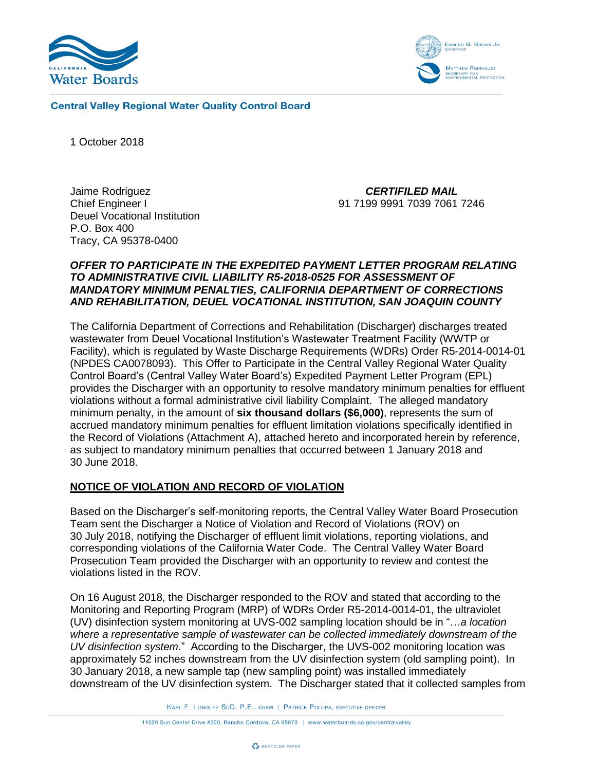**Central Valley Regional Water Quality Control Board**

1 October 2018

Jaime Rodriguez
Chief Engineer I
Deuel Vocational Institution
P.O. Box 400
Tracy, CA 95378-0400

***CERTIFILED MAIL***
91 7199 9991 7039 7061 7246

***OFFER TO PARTICIPATE IN THE EXPEDITED PAYMENT LETTER PROGRAM RELATING TO ADMINISTRATIVE CIVIL LIABILITY R5-2018-0525 FOR ASSESSMENT OF MANDATORY MINIMUM PENALTIES, CALIFORNIA DEPARTMENT OF CORRECTIONS AND REHABILITATION, DEUEL VOCATIONAL INSTITUTION, SAN JOAQUIN COUNTY***

The California Department of Corrections and Rehabilitation (Discharger) discharges treated wastewater from Deuel Vocational Institution's Wastewater Treatment Facility (WWTP or Facility), which is regulated by Waste Discharge Requirements (WDRs) Order R5-2014-0014-01 (NPDES CA0078093). This Offer to Participate in the Central Valley Regional Water Quality Control Board's (Central Valley Water Board's) Expedited Payment Letter Program (EPL) provides the Discharger with an opportunity to resolve mandatory minimum penalties for effluent violations without a formal administrative civil liability Complaint. The alleged mandatory minimum penalty, in the amount of **six thousand dollars ($6,000)**, represents the sum of accrued mandatory minimum penalties for effluent limitation violations specifically identified in the Record of Violations (Attachment A), attached hereto and incorporated herein by reference, as subject to mandatory minimum penalties that occurred between 1 January 2018 and 30 June 2018.

**NOTICE OF VIOLATION AND RECORD OF VIOLATION**

Based on the Discharger's self-monitoring reports, the Central Valley Water Board Prosecution Team sent the Discharger a Notice of Violation and Record of Violations (ROV) on 30 July 2018, notifying the Discharger of effluent limit violations, reporting violations, and corresponding violations of the California Water Code. The Central Valley Water Board Prosecution Team provided the Discharger with an opportunity to review and contest the violations listed in the ROV.

On 16 August 2018, the Discharger responded to the ROV and stated that according to the Monitoring and Reporting Program (MRP) of WDRs Order R5-2014-0014-01, the ultraviolet (UV) disinfection system monitoring at UVS-002 sampling location should be in "…*a location where a representative sample of wastewater can be collected immediately downstream of the UV disinfection system.*" According to the Discharger, the UVS-002 monitoring location was approximately 52 inches downstream from the UV disinfection system (old sampling point). In 30 January 2018, a new sample tap (new sampling point) was installed immediately downstream of the UV disinfection system. The Discharger stated that it collected samples from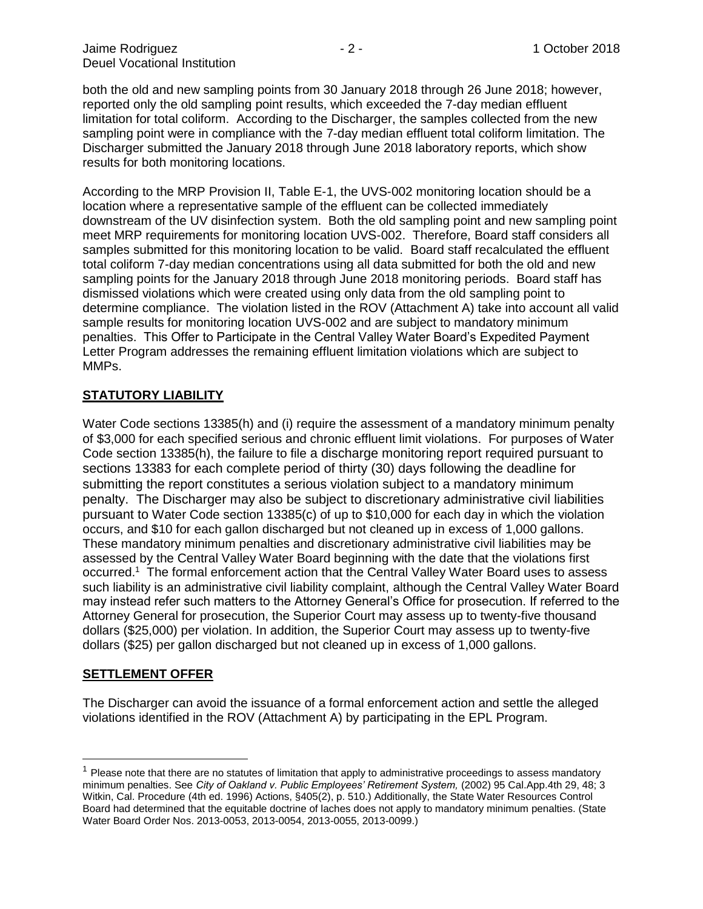both the old and new sampling points from 30 January 2018 through 26 June 2018; however, reported only the old sampling point results, which exceeded the 7-day median effluent limitation for total coliform. According to the Discharger, the samples collected from the new sampling point were in compliance with the 7-day median effluent total coliform limitation. The Discharger submitted the January 2018 through June 2018 laboratory reports, which show results for both monitoring locations.

According to the MRP Provision II, Table E-1, the UVS-002 monitoring location should be a location where a representative sample of the effluent can be collected immediately downstream of the UV disinfection system. Both the old sampling point and new sampling point meet MRP requirements for monitoring location UVS-002. Therefore, Board staff considers all samples submitted for this monitoring location to be valid. Board staff recalculated the effluent total coliform 7-day median concentrations using all data submitted for both the old and new sampling points for the January 2018 through June 2018 monitoring periods. Board staff has dismissed violations which were created using only data from the old sampling point to determine compliance. The violation listed in the ROV (Attachment A) take into account all valid sample results for monitoring location UVS-002 and are subject to mandatory minimum penalties. This Offer to Participate in the Central Valley Water Board's Expedited Payment Letter Program addresses the remaining effluent limitation violations which are subject to MMPs.

## **STATUTORY LIABILITY**

Water Code sections 13385(h) and (i) require the assessment of a mandatory minimum penalty of $3,000 for each specified serious and chronic effluent limit violations. For purposes of Water Code section 13385(h), the failure to file a discharge monitoring report required pursuant to sections 13383 for each complete period of thirty (30) days following the deadline for submitting the report constitutes a serious violation subject to a mandatory minimum penalty. The Discharger may also be subject to discretionary administrative civil liabilities pursuant to Water Code section 13385(c) of up to $10,000 for each day in which the violation occurs, and $10 for each gallon discharged but not cleaned up in excess of 1,000 gallons. These mandatory minimum penalties and discretionary administrative civil liabilities may be assessed by the Central Valley Water Board beginning with the date that the violations first occurred.[1] The formal enforcement action that the Central Valley Water Board uses to assess such liability is an administrative civil liability complaint, although the Central Valley Water Board may instead refer such matters to the Attorney General's Office for prosecution. If referred to the Attorney General for prosecution, the Superior Court may assess up to twenty-five thousand dollars ($25,000) per violation. In addition, the Superior Court may assess up to twenty-five dollars ($25) per gallon discharged but not cleaned up in excess of 1,000 gallons.

## **SETTLEMENT OFFER**

The Discharger can avoid the issuance of a formal enforcement action and settle the alleged violations identified in the ROV (Attachment A) by participating in the EPL Program.

[1] Please note that there are no statutes of limitation that apply to administrative proceedings to assess mandatory minimum penalties. See *City of Oakland v. Public Employees' Retirement System,* (2002) 95 Cal.App.4th 29, 48; 3 Witkin, Cal. Procedure (4th ed. 1996) Actions, §405(2), p. 510.) Additionally, the State Water Resources Control Board had determined that the equitable doctrine of laches does not apply to mandatory minimum penalties. (State Water Board Order Nos. 2013-0053, 2013-0054, 2013-0055, 2013-0099.)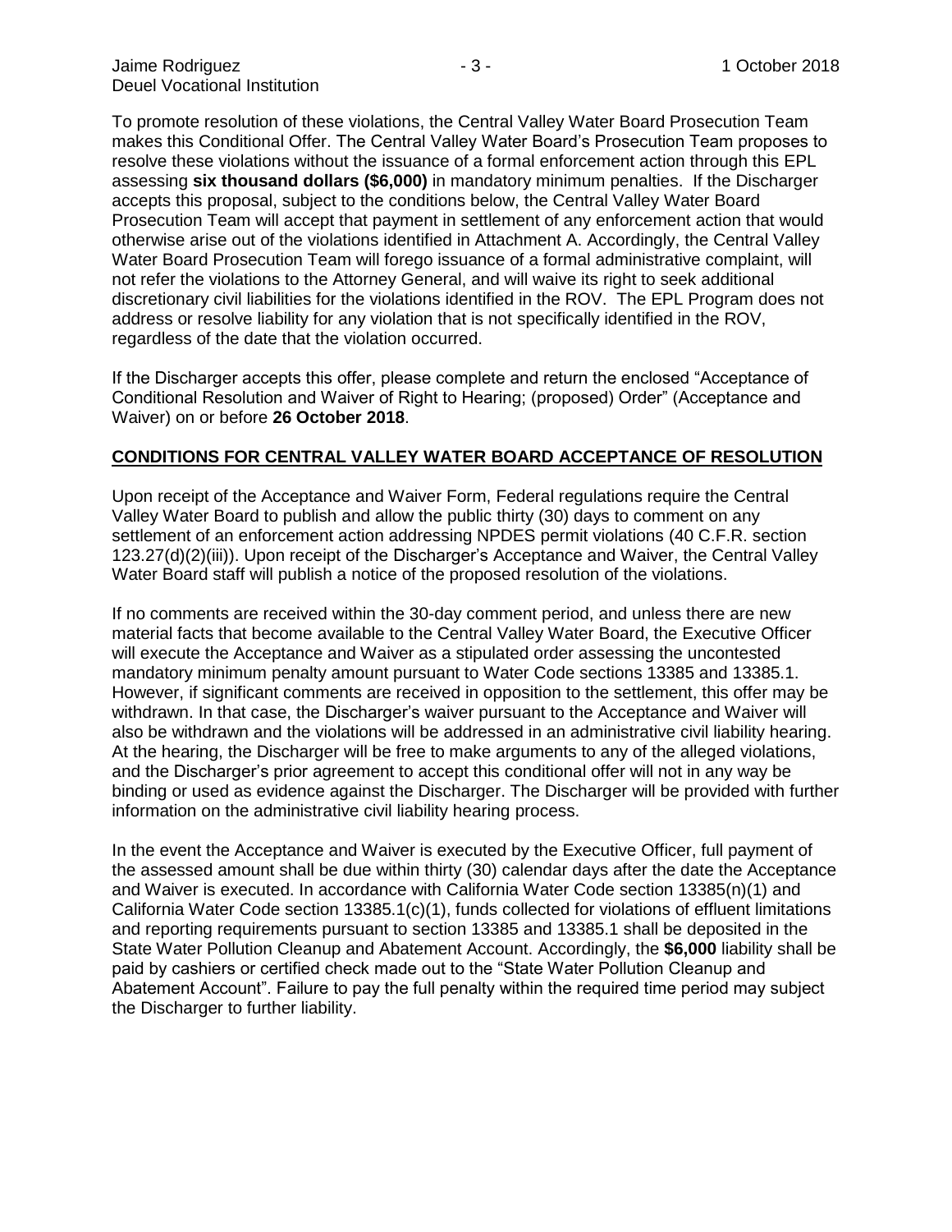To promote resolution of these violations, the Central Valley Water Board Prosecution Team makes this Conditional Offer. The Central Valley Water Board's Prosecution Team proposes to resolve these violations without the issuance of a formal enforcement action through this EPL assessing **six thousand dollars ($6,000)** in mandatory minimum penalties. If the Discharger accepts this proposal, subject to the conditions below, the Central Valley Water Board Prosecution Team will accept that payment in settlement of any enforcement action that would otherwise arise out of the violations identified in Attachment A. Accordingly, the Central Valley Water Board Prosecution Team will forego issuance of a formal administrative complaint, will not refer the violations to the Attorney General, and will waive its right to seek additional discretionary civil liabilities for the violations identified in the ROV. The EPL Program does not address or resolve liability for any violation that is not specifically identified in the ROV, regardless of the date that the violation occurred.

If the Discharger accepts this offer, please complete and return the enclosed "Acceptance of Conditional Resolution and Waiver of Right to Hearing; (proposed) Order" (Acceptance and Waiver) on or before **26 October 2018**.

## CONDITIONS FOR CENTRAL VALLEY WATER BOARD ACCEPTANCE OF RESOLUTION

Upon receipt of the Acceptance and Waiver Form, Federal regulations require the Central Valley Water Board to publish and allow the public thirty (30) days to comment on any settlement of an enforcement action addressing NPDES permit violations (40 C.F.R. section 123.27(d)(2)(iii)). Upon receipt of the Discharger's Acceptance and Waiver, the Central Valley Water Board staff will publish a notice of the proposed resolution of the violations.

If no comments are received within the 30-day comment period, and unless there are new material facts that become available to the Central Valley Water Board, the Executive Officer will execute the Acceptance and Waiver as a stipulated order assessing the uncontested mandatory minimum penalty amount pursuant to Water Code sections 13385 and 13385.1. However, if significant comments are received in opposition to the settlement, this offer may be withdrawn. In that case, the Discharger's waiver pursuant to the Acceptance and Waiver will also be withdrawn and the violations will be addressed in an administrative civil liability hearing. At the hearing, the Discharger will be free to make arguments to any of the alleged violations, and the Discharger's prior agreement to accept this conditional offer will not in any way be binding or used as evidence against the Discharger. The Discharger will be provided with further information on the administrative civil liability hearing process.

In the event the Acceptance and Waiver is executed by the Executive Officer, full payment of the assessed amount shall be due within thirty (30) calendar days after the date the Acceptance and Waiver is executed. In accordance with California Water Code section 13385(n)(1) and California Water Code section 13385.1(c)(1), funds collected for violations of effluent limitations and reporting requirements pursuant to section 13385 and 13385.1 shall be deposited in the State Water Pollution Cleanup and Abatement Account. Accordingly, the **$6,000** liability shall be paid by cashiers or certified check made out to the "State Water Pollution Cleanup and Abatement Account". Failure to pay the full penalty within the required time period may subject the Discharger to further liability.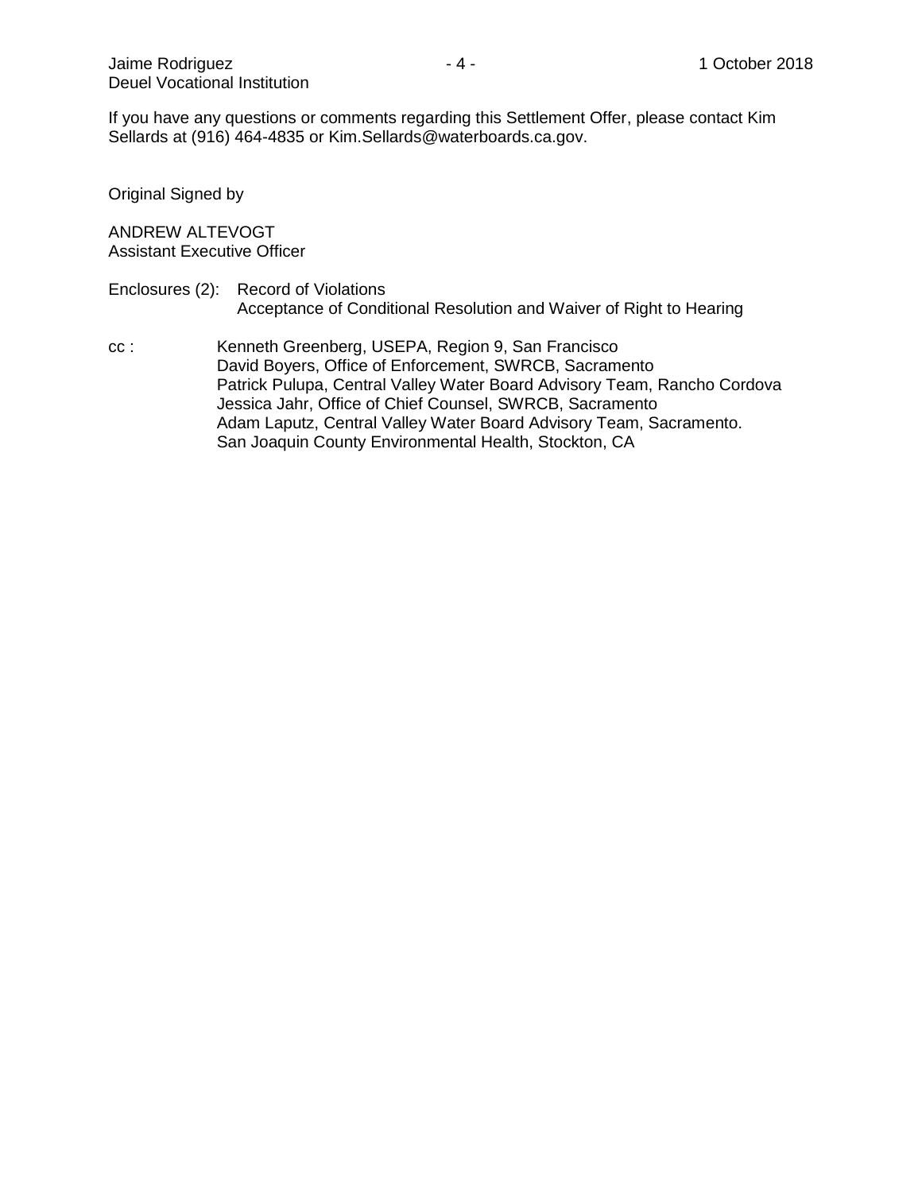If you have any questions or comments regarding this Settlement Offer, please contact Kim Sellards at (916) 464-4835 or Kim.Sellards@waterboards.ca.gov.

Original Signed by

ANDREW ALTEVOGT
Assistant Executive Officer

Enclosures (2): Record of Violations
Acceptance of Conditional Resolution and Waiver of Right to Hearing

cc : Kenneth Greenberg, USEPA, Region 9, San Francisco
David Boyers, Office of Enforcement, SWRCB, Sacramento
Patrick Pulupa, Central Valley Water Board Advisory Team, Rancho Cordova
Jessica Jahr, Office of Chief Counsel, SWRCB, Sacramento
Adam Laputz, Central Valley Water Board Advisory Team, Sacramento.
San Joaquin County Environmental Health, Stockton, CA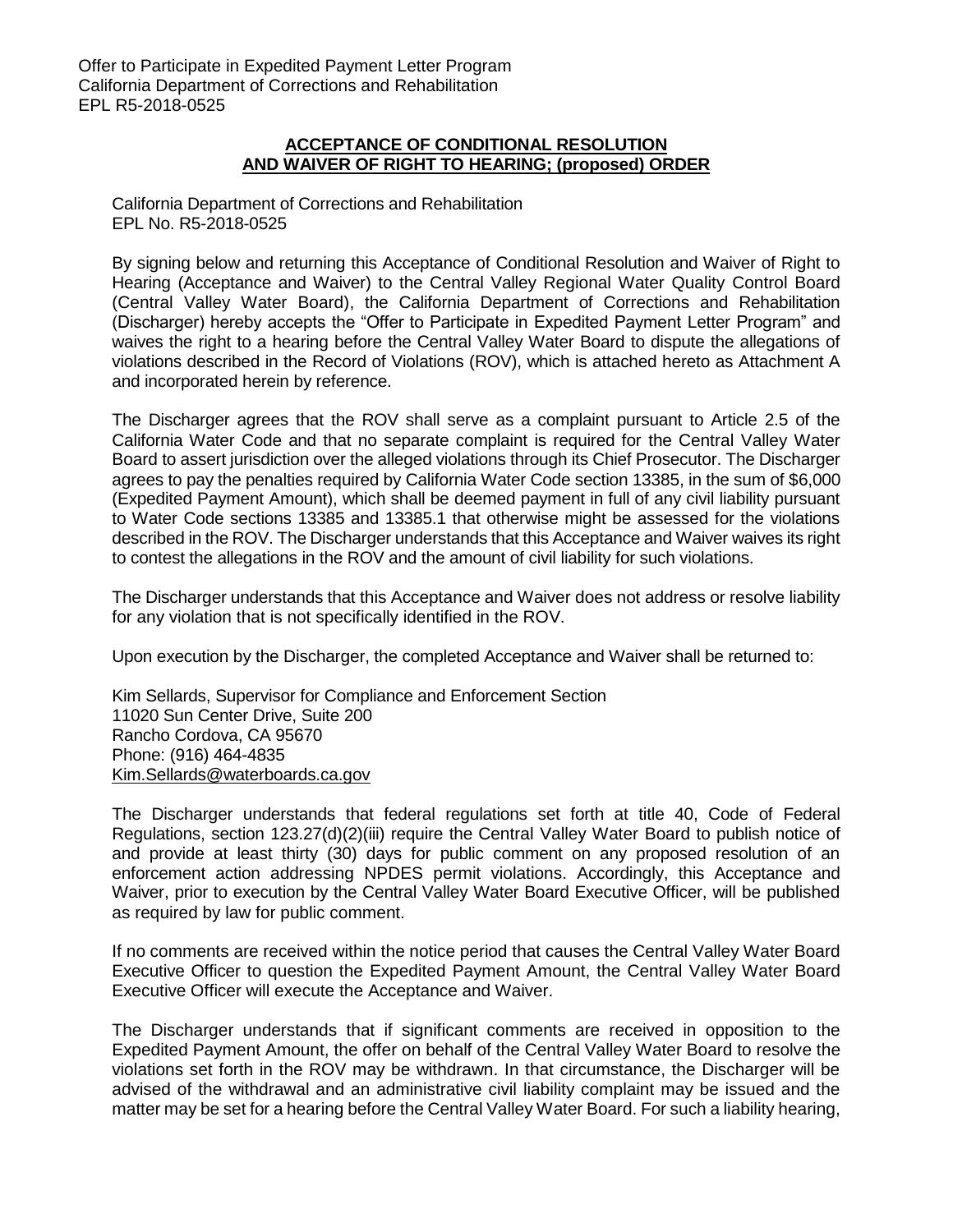**ACCEPTANCE OF CONDITIONAL RESOLUTION AND WAIVER OF RIGHT TO HEARING; (proposed) ORDER**

California Department of Corrections and Rehabilitation
EPL No. R5-2018-0525

By signing below and returning this Acceptance of Conditional Resolution and Waiver of Right to Hearing (Acceptance and Waiver) to the Central Valley Regional Water Quality Control Board (Central Valley Water Board), the California Department of Corrections and Rehabilitation (Discharger) hereby accepts the "Offer to Participate in Expedited Payment Letter Program" and waives the right to a hearing before the Central Valley Water Board to dispute the allegations of violations described in the Record of Violations (ROV), which is attached hereto as Attachment A and incorporated herein by reference.

The Discharger agrees that the ROV shall serve as a complaint pursuant to Article 2.5 of the California Water Code and that no separate complaint is required for the Central Valley Water Board to assert jurisdiction over the alleged violations through its Chief Prosecutor. The Discharger agrees to pay the penalties required by California Water Code section 13385, in the sum of $6,000 (Expedited Payment Amount), which shall be deemed payment in full of any civil liability pursuant to Water Code sections 13385 and 13385.1 that otherwise might be assessed for the violations described in the ROV. The Discharger understands that this Acceptance and Waiver waives its right to contest the allegations in the ROV and the amount of civil liability for such violations.

The Discharger understands that this Acceptance and Waiver does not address or resolve liability for any violation that is not specifically identified in the ROV.

Upon execution by the Discharger, the completed Acceptance and Waiver shall be returned to:

Kim Sellards, Supervisor for Compliance and Enforcement Section
11020 Sun Center Drive, Suite 200
Rancho Cordova, CA 95670
Phone: (916) 464-4835
Kim.Sellards@waterboards.ca.gov

The Discharger understands that federal regulations set forth at title 40, Code of Federal Regulations, section 123.27(d)(2)(iii) require the Central Valley Water Board to publish notice of and provide at least thirty (30) days for public comment on any proposed resolution of an enforcement action addressing NPDES permit violations. Accordingly, this Acceptance and Waiver, prior to execution by the Central Valley Water Board Executive Officer, will be published as required by law for public comment.

If no comments are received within the notice period that causes the Central Valley Water Board Executive Officer to question the Expedited Payment Amount, the Central Valley Water Board Executive Officer will execute the Acceptance and Waiver.

The Discharger understands that if significant comments are received in opposition to the Expedited Payment Amount, the offer on behalf of the Central Valley Water Board to resolve the violations set forth in the ROV may be withdrawn. In that circumstance, the Discharger will be advised of the withdrawal and an administrative civil liability complaint may be issued and the matter may be set for a hearing before the Central Valley Water Board. For such a liability hearing,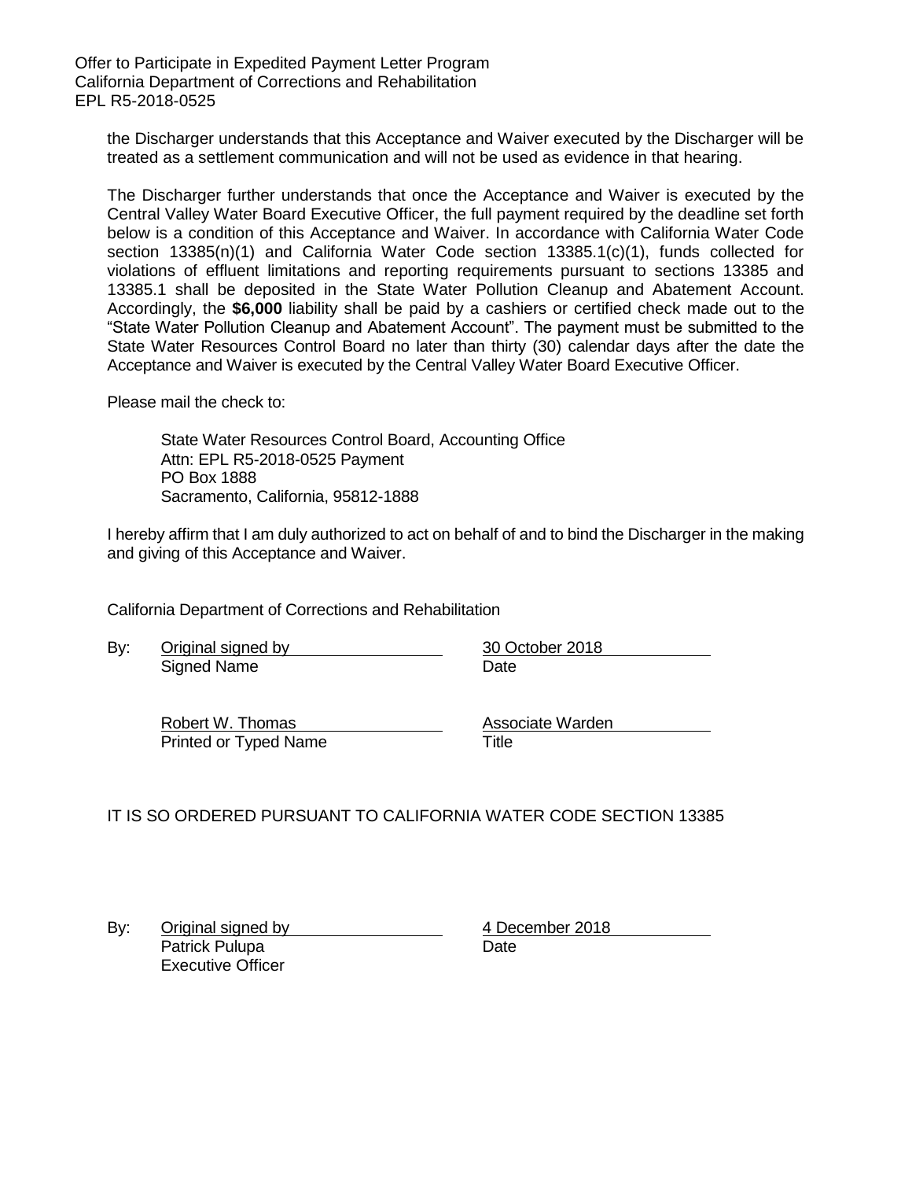the Discharger understands that this Acceptance and Waiver executed by the Discharger will be treated as a settlement communication and will not be used as evidence in that hearing.

The Discharger further understands that once the Acceptance and Waiver is executed by the Central Valley Water Board Executive Officer, the full payment required by the deadline set forth below is a condition of this Acceptance and Waiver. In accordance with California Water Code section 13385(n)(1) and California Water Code section 13385.1(c)(1), funds collected for violations of effluent limitations and reporting requirements pursuant to sections 13385 and 13385.1 shall be deposited in the State Water Pollution Cleanup and Abatement Account. Accordingly, the **$6,000** liability shall be paid by a cashiers or certified check made out to the "State Water Pollution Cleanup and Abatement Account". The payment must be submitted to the State Water Resources Control Board no later than thirty (30) calendar days after the date the Acceptance and Waiver is executed by the Central Valley Water Board Executive Officer.

Please mail the check to:

State Water Resources Control Board, Accounting Office
Attn: EPL R5-2018-0525 Payment
PO Box 1888
Sacramento, California, 95812-1888

I hereby affirm that I am duly authorized to act on behalf of and to bind the Discharger in the making and giving of this Acceptance and Waiver.

California Department of Corrections and Rehabilitation

By: Original signed by — Signed Name

30 October 2018 — Date

Robert W. Thomas — Printed or Typed Name

Associate Warden — Title

IT IS SO ORDERED PURSUANT TO CALIFORNIA WATER CODE SECTION 13385

By: Original signed by
Patrick Pulupa
Executive Officer

4 December 2018 — Date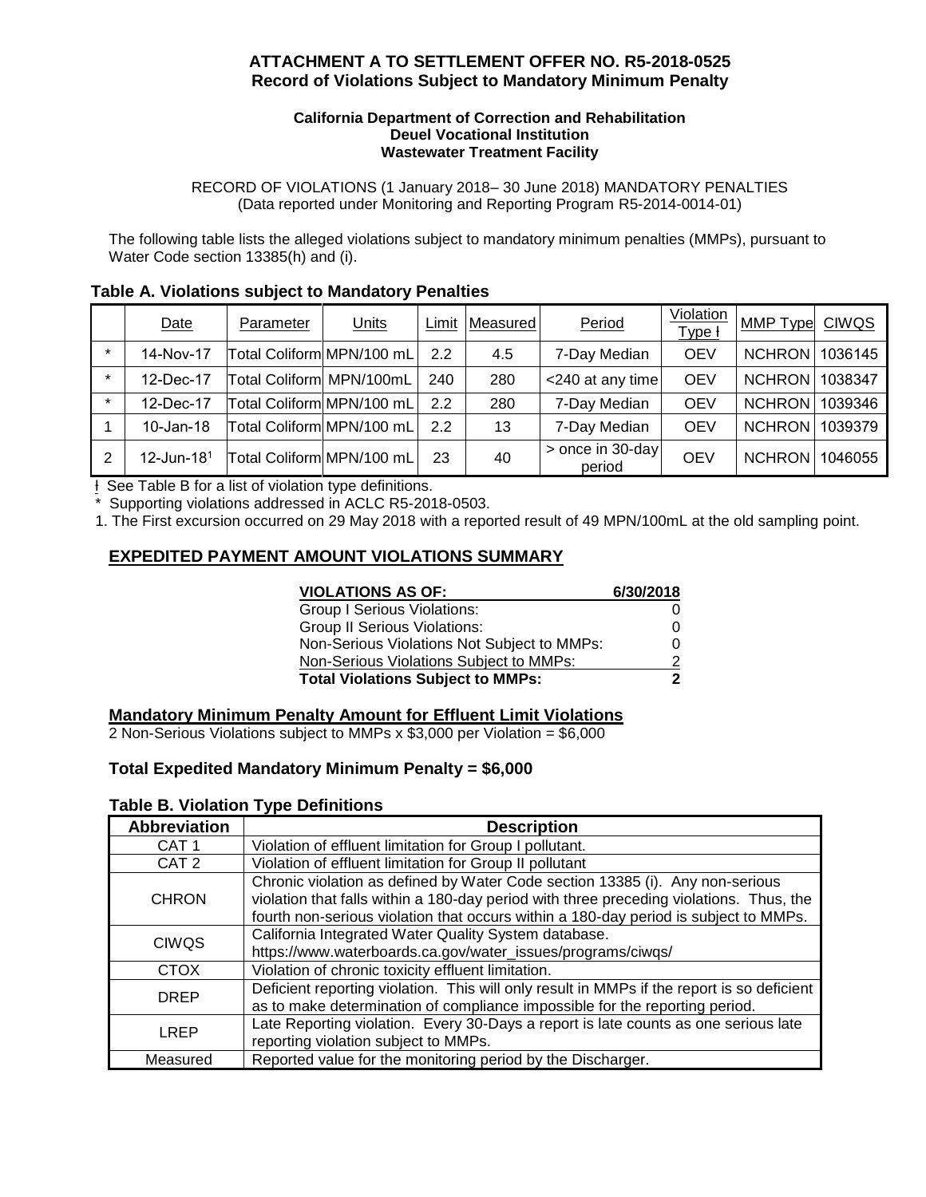**ATTACHMENT A TO SETTLEMENT OFFER NO. R5-2018-0525**
**Record of Violations Subject to Mandatory Minimum Penalty**

**California Department of Correction and Rehabilitation**
**Deuel Vocational Institution**
**Wastewater Treatment Facility**

RECORD OF VIOLATIONS (1 January 2018– 30 June 2018) MANDATORY PENALTIES
(Data reported under Monitoring and Reporting Program R5-2014-0014-01)

The following table lists the alleged violations subject to mandatory minimum penalties (MMPs), pursuant to Water Code section 13385(h) and (i).

**Table A. Violations subject to Mandatory Penalties**

| | Date | Parameter | Units | Limit | Measured | Period | Violation Type ǂ | MMP Type | CIWQS |
|---|---|---|---|---|---|---|---|---|---|
| * | 14-Nov-17 | Total Coliform | MPN/100 mL | 2.2 | 4.5 | 7-Day Median | OEV | NCHRON | 1036145 |
| * | 12-Dec-17 | Total Coliform | MPN/100mL | 240 | 280 | <240 at any time | OEV | NCHRON | 1038347 |
| * | 12-Dec-17 | Total Coliform | MPN/100 mL | 2.2 | 280 | 7-Day Median | OEV | NCHRON | 1039346 |
| 1 | 10-Jan-18 | Total Coliform | MPN/100 mL | 2.2 | 13 | 7-Day Median | OEV | NCHRON | 1039379 |
| 2 | 12-Jun-18[1] | Total Coliform | MPN/100 mL | 23 | 40 | > once in 30-day period | OEV | NCHRON | 1046055 |

ǂ See Table B for a list of violation type definitions.
\* Supporting violations addressed in ACLC R5-2018-0503.
1. The First excursion occurred on 29 May 2018 with a reported result of 49 MPN/100mL at the old sampling point.

## EXPEDITED PAYMENT AMOUNT VIOLATIONS SUMMARY

| **VIOLATIONS AS OF:** | **6/30/2018** |
|---|---|
| Group I Serious Violations: | 0 |
| Group II Serious Violations: | 0 |
| Non-Serious Violations Not Subject to MMPs: | 0 |
| Non-Serious Violations Subject to MMPs: | 2 |
| **Total Violations Subject to MMPs:** | **2** |

**Mandatory Minimum Penalty Amount for Effluent Limit Violations**
2 Non-Serious Violations subject to MMPs x $3,000 per Violation = $6,000

**Total Expedited Mandatory Minimum Penalty = $6,000**

**Table B. Violation Type Definitions**

| Abbreviation | Description |
|---|---|
| CAT 1 | Violation of effluent limitation for Group I pollutant. |
| CAT 2 | Violation of effluent limitation for Group II pollutant |
| CHRON | Chronic violation as defined by Water Code section 13385 (i). Any non-serious violation that falls within a 180-day period with three preceding violations. Thus, the fourth non-serious violation that occurs within a 180-day period is subject to MMPs. |
| CIWQS | California Integrated Water Quality System database. https://www.waterboards.ca.gov/water_issues/programs/ciwqs/ |
| CTOX | Violation of chronic toxicity effluent limitation. |
| DREP | Deficient reporting violation. This will only result in MMPs if the report is so deficient as to make determination of compliance impossible for the reporting period. |
| LREP | Late Reporting violation. Every 30-Days a report is late counts as one serious late reporting violation subject to MMPs. |
| Measured | Reported value for the monitoring period by the Discharger. |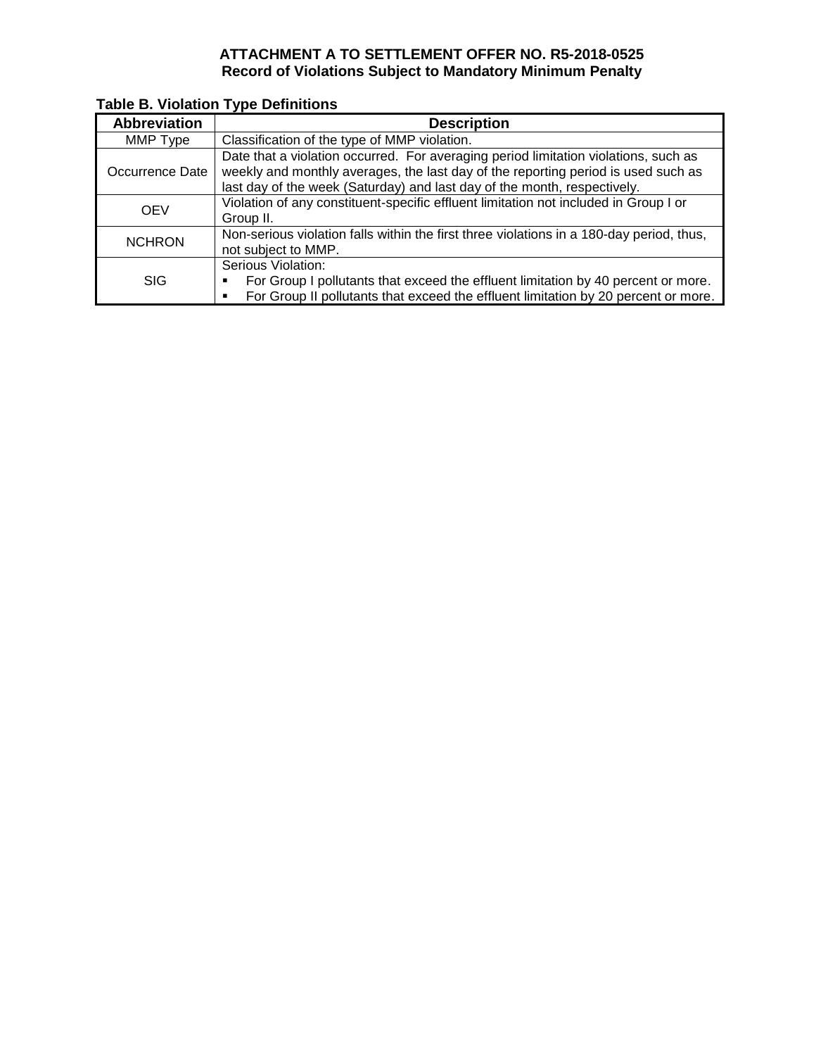**ATTACHMENT A TO SETTLEMENT OFFER NO. R5-2018-0525**
**Record of Violations Subject to Mandatory Minimum Penalty**

**Table B. Violation Type Definitions**

| Abbreviation | Description |
|---|---|
| MMP Type | Classification of the type of MMP violation. |
| Occurrence Date | Date that a violation occurred. For averaging period limitation violations, such as weekly and monthly averages, the last day of the reporting period is used such as last day of the week (Saturday) and last day of the month, respectively. |
| OEV | Violation of any constituent-specific effluent limitation not included in Group I or Group II. |
| NCHRON | Non-serious violation falls within the first three violations in a 180-day period, thus, not subject to MMP. |
| SIG | Serious Violation:<br>▪ For Group I pollutants that exceed the effluent limitation by 40 percent or more.<br>▪ For Group II pollutants that exceed the effluent limitation by 20 percent or more. |